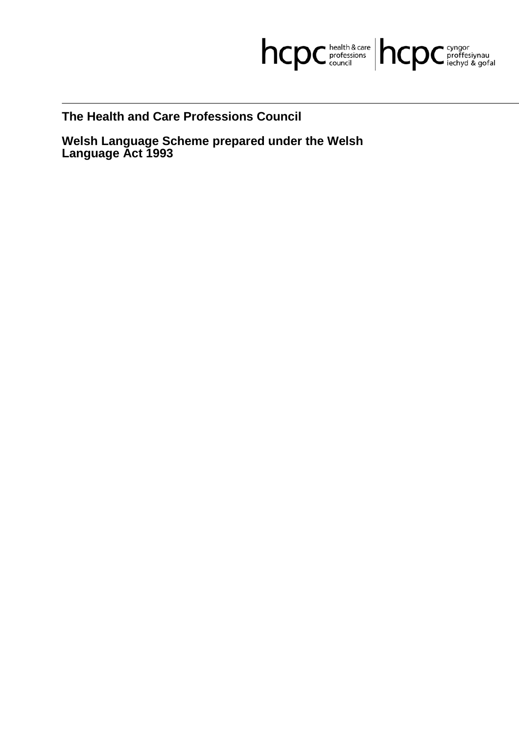hcpc health & care professions council | hcpc cyngor proffesiynau iechyd & gofal

---

# The Health and Care Professions Council

## Welsh Language Scheme prepared under the Welsh Language Act 1993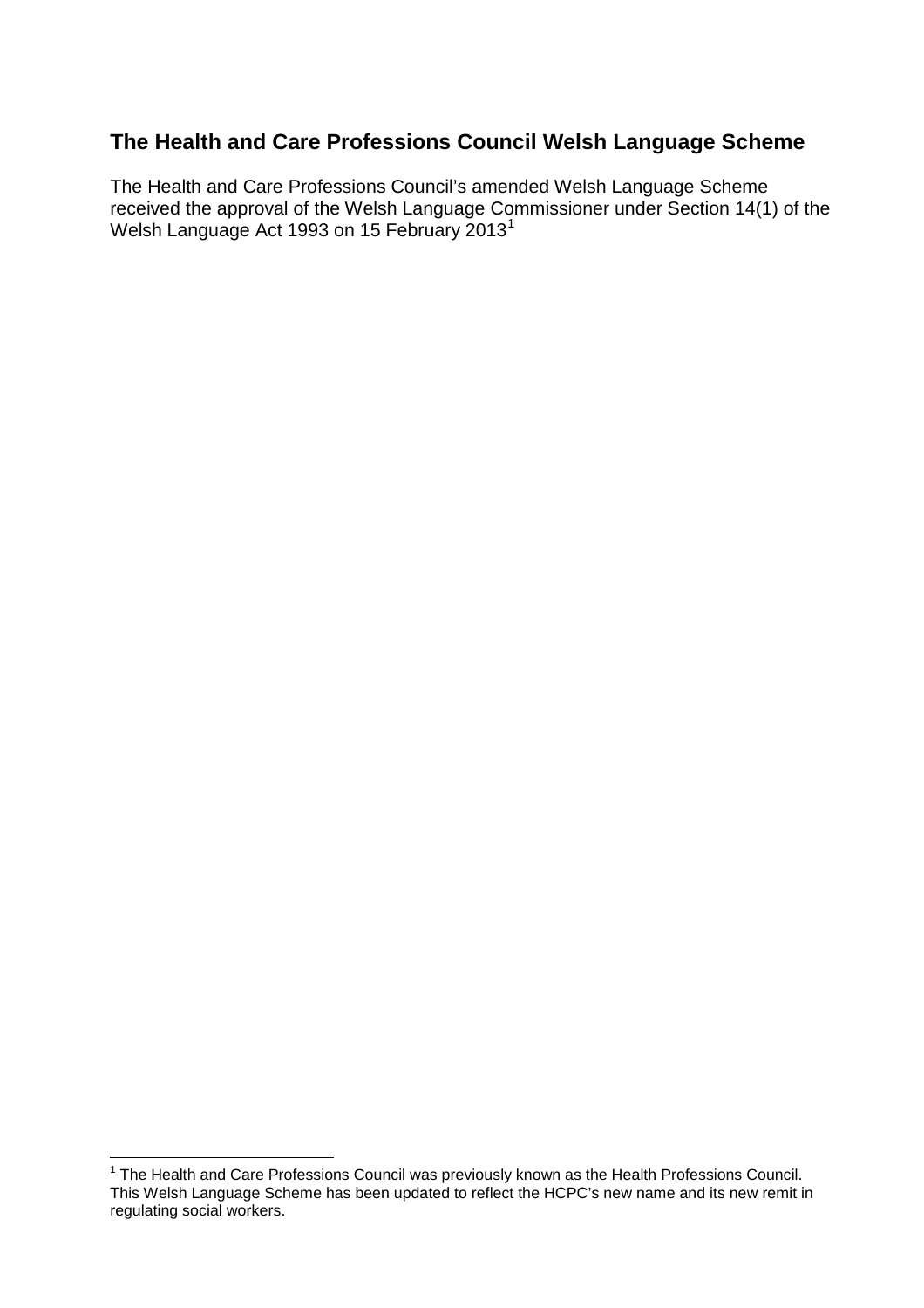## The Health and Care Professions Council Welsh Language Scheme

The Health and Care Professions Council's amended Welsh Language Scheme received the approval of the Welsh Language Commissioner under Section 14(1) of the Welsh Language Act 1993 on 15 February 2013[1]

[1] The Health and Care Professions Council was previously known as the Health Professions Council. This Welsh Language Scheme has been updated to reflect the HCPC's new name and its new remit in regulating social workers.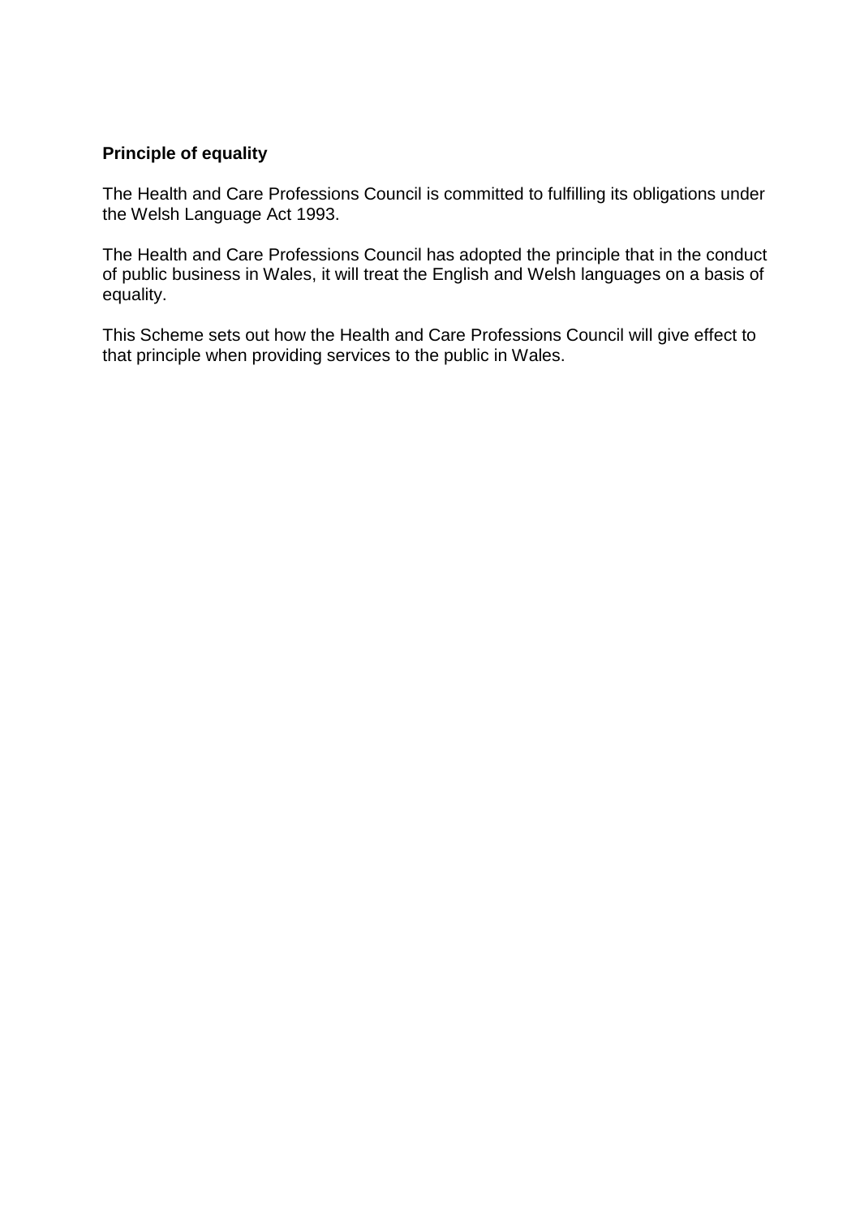**Principle of equality**

The Health and Care Professions Council is committed to fulfilling its obligations under the Welsh Language Act 1993.

The Health and Care Professions Council has adopted the principle that in the conduct of public business in Wales, it will treat the English and Welsh languages on a basis of equality.

This Scheme sets out how the Health and Care Professions Council will give effect to that principle when providing services to the public in Wales.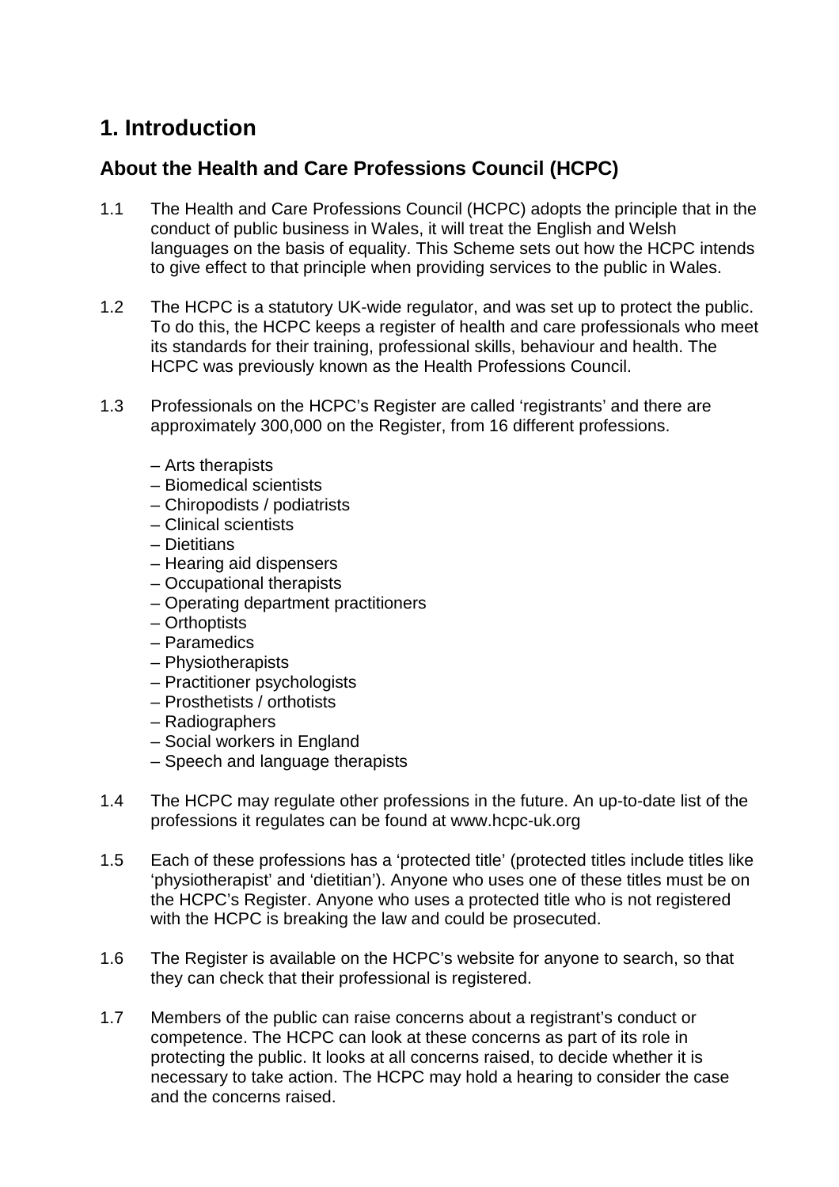# 1. Introduction

## About the Health and Care Professions Council (HCPC)

1.1 The Health and Care Professions Council (HCPC) adopts the principle that in the conduct of public business in Wales, it will treat the English and Welsh languages on the basis of equality. This Scheme sets out how the HCPC intends to give effect to that principle when providing services to the public in Wales.

1.2 The HCPC is a statutory UK-wide regulator, and was set up to protect the public. To do this, the HCPC keeps a register of health and care professionals who meet its standards for their training, professional skills, behaviour and health. The HCPC was previously known as the Health Professions Council.

1.3 Professionals on the HCPC's Register are called 'registrants' and there are approximately 300,000 on the Register, from 16 different professions.

– Arts therapists
– Biomedical scientists
– Chiropodists / podiatrists
– Clinical scientists
– Dietitians
– Hearing aid dispensers
– Occupational therapists
– Operating department practitioners
– Orthoptists
– Paramedics
– Physiotherapists
– Practitioner psychologists
– Prosthetists / orthotists
– Radiographers
– Social workers in England
– Speech and language therapists

1.4 The HCPC may regulate other professions in the future. An up-to-date list of the professions it regulates can be found at www.hcpc-uk.org

1.5 Each of these professions has a 'protected title' (protected titles include titles like 'physiotherapist' and 'dietitian'). Anyone who uses one of these titles must be on the HCPC's Register. Anyone who uses a protected title who is not registered with the HCPC is breaking the law and could be prosecuted.

1.6 The Register is available on the HCPC's website for anyone to search, so that they can check that their professional is registered.

1.7 Members of the public can raise concerns about a registrant's conduct or competence. The HCPC can look at these concerns as part of its role in protecting the public. It looks at all concerns raised, to decide whether it is necessary to take action. The HCPC may hold a hearing to consider the case and the concerns raised.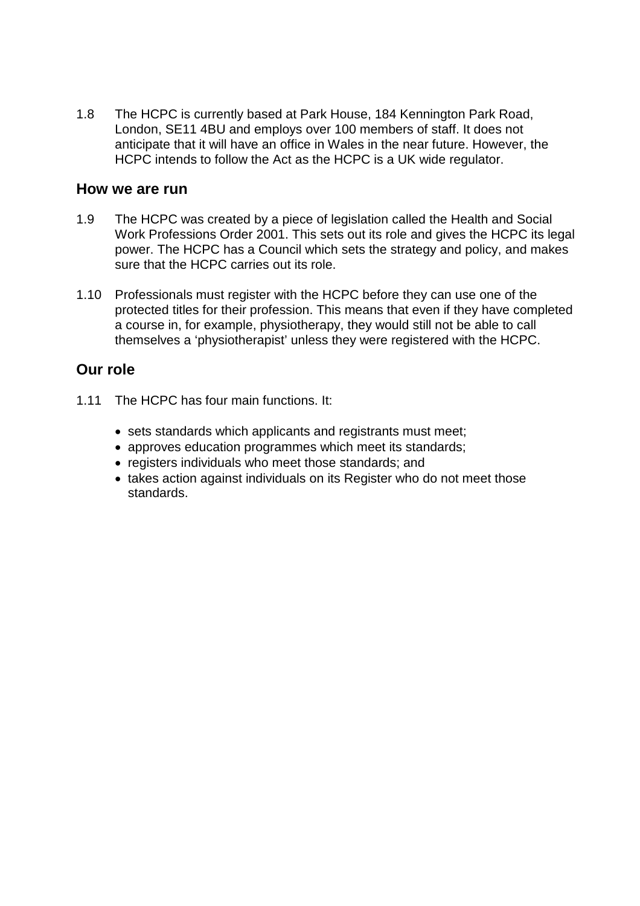1.8 The HCPC is currently based at Park House, 184 Kennington Park Road, London, SE11 4BU and employs over 100 members of staff. It does not anticipate that it will have an office in Wales in the near future. However, the HCPC intends to follow the Act as the HCPC is a UK wide regulator.

## How we are run

1.9 The HCPC was created by a piece of legislation called the Health and Social Work Professions Order 2001. This sets out its role and gives the HCPC its legal power. The HCPC has a Council which sets the strategy and policy, and makes sure that the HCPC carries out its role.

1.10 Professionals must register with the HCPC before they can use one of the protected titles for their profession. This means that even if they have completed a course in, for example, physiotherapy, they would still not be able to call themselves a 'physiotherapist' unless they were registered with the HCPC.

## Our role

1.11 The HCPC has four main functions. It:

- sets standards which applicants and registrants must meet;
- approves education programmes which meet its standards;
- registers individuals who meet those standards; and
- takes action against individuals on its Register who do not meet those standards.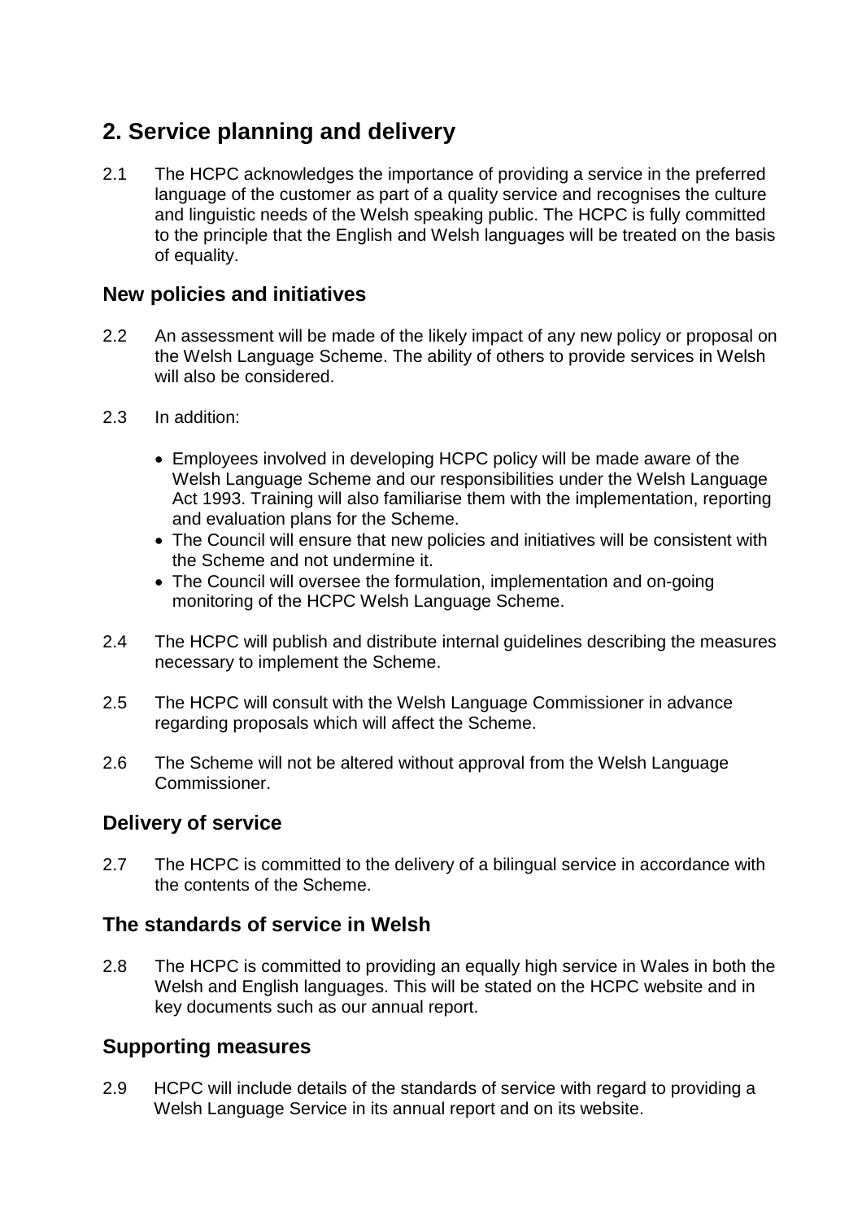# 2. Service planning and delivery

2.1 The HCPC acknowledges the importance of providing a service in the preferred language of the customer as part of a quality service and recognises the culture and linguistic needs of the Welsh speaking public. The HCPC is fully committed to the principle that the English and Welsh languages will be treated on the basis of equality.

## New policies and initiatives

2.2 An assessment will be made of the likely impact of any new policy or proposal on the Welsh Language Scheme. The ability of others to provide services in Welsh will also be considered.

2.3 In addition:

- Employees involved in developing HCPC policy will be made aware of the Welsh Language Scheme and our responsibilities under the Welsh Language Act 1993. Training will also familiarise them with the implementation, reporting and evaluation plans for the Scheme.
- The Council will ensure that new policies and initiatives will be consistent with the Scheme and not undermine it.
- The Council will oversee the formulation, implementation and on-going monitoring of the HCPC Welsh Language Scheme.

2.4 The HCPC will publish and distribute internal guidelines describing the measures necessary to implement the Scheme.

2.5 The HCPC will consult with the Welsh Language Commissioner in advance regarding proposals which will affect the Scheme.

2.6 The Scheme will not be altered without approval from the Welsh Language Commissioner.

## Delivery of service

2.7 The HCPC is committed to the delivery of a bilingual service in accordance with the contents of the Scheme.

## The standards of service in Welsh

2.8 The HCPC is committed to providing an equally high service in Wales in both the Welsh and English languages. This will be stated on the HCPC website and in key documents such as our annual report.

## Supporting measures

2.9 HCPC will include details of the standards of service with regard to providing a Welsh Language Service in its annual report and on its website.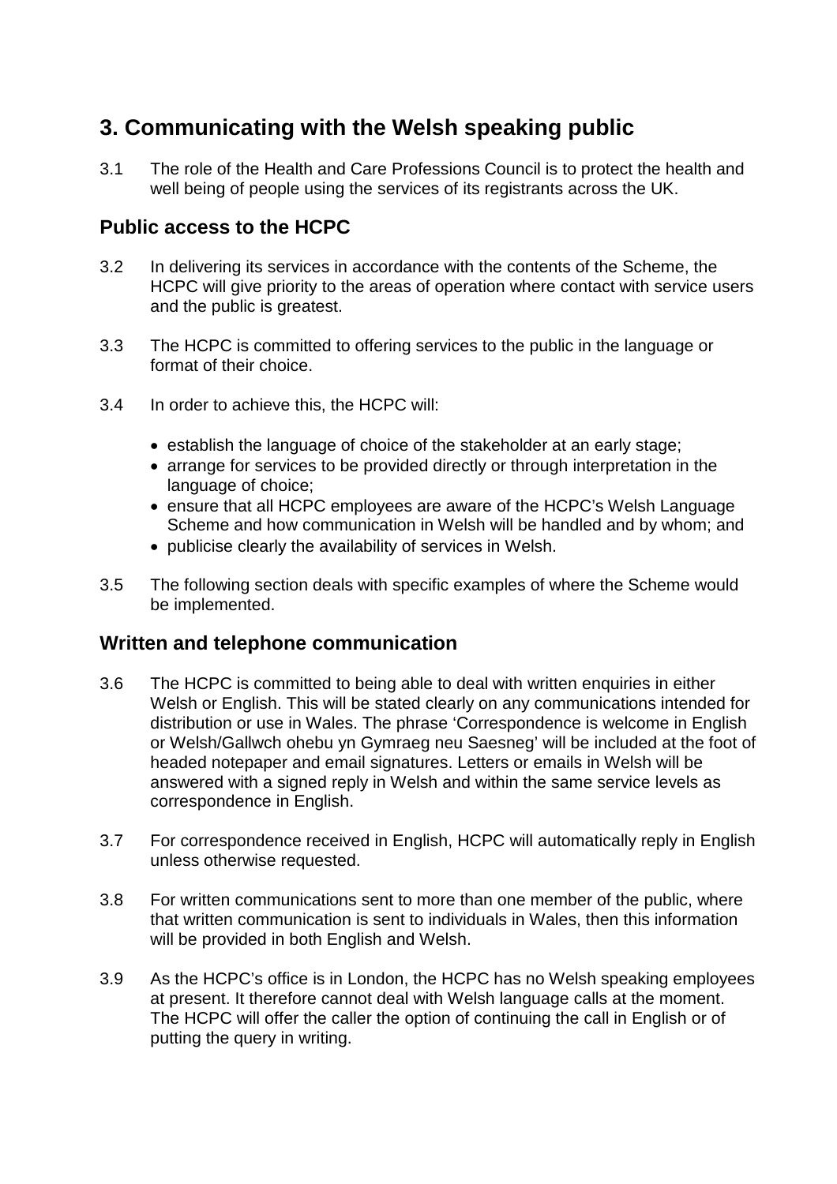## 3. Communicating with the Welsh speaking public

3.1 The role of the Health and Care Professions Council is to protect the health and well being of people using the services of its registrants across the UK.

### Public access to the HCPC

3.2 In delivering its services in accordance with the contents of the Scheme, the HCPC will give priority to the areas of operation where contact with service users and the public is greatest.

3.3 The HCPC is committed to offering services to the public in the language or format of their choice.

3.4 In order to achieve this, the HCPC will:

- establish the language of choice of the stakeholder at an early stage;
- arrange for services to be provided directly or through interpretation in the language of choice;
- ensure that all HCPC employees are aware of the HCPC's Welsh Language Scheme and how communication in Welsh will be handled and by whom; and
- publicise clearly the availability of services in Welsh.

3.5 The following section deals with specific examples of where the Scheme would be implemented.

### Written and telephone communication

3.6 The HCPC is committed to being able to deal with written enquiries in either Welsh or English. This will be stated clearly on any communications intended for distribution or use in Wales. The phrase 'Correspondence is welcome in English or Welsh/Gallwch ohebu yn Gymraeg neu Saesneg' will be included at the foot of headed notepaper and email signatures. Letters or emails in Welsh will be answered with a signed reply in Welsh and within the same service levels as correspondence in English.

3.7 For correspondence received in English, HCPC will automatically reply in English unless otherwise requested.

3.8 For written communications sent to more than one member of the public, where that written communication is sent to individuals in Wales, then this information will be provided in both English and Welsh.

3.9 As the HCPC's office is in London, the HCPC has no Welsh speaking employees at present. It therefore cannot deal with Welsh language calls at the moment. The HCPC will offer the caller the option of continuing the call in English or of putting the query in writing.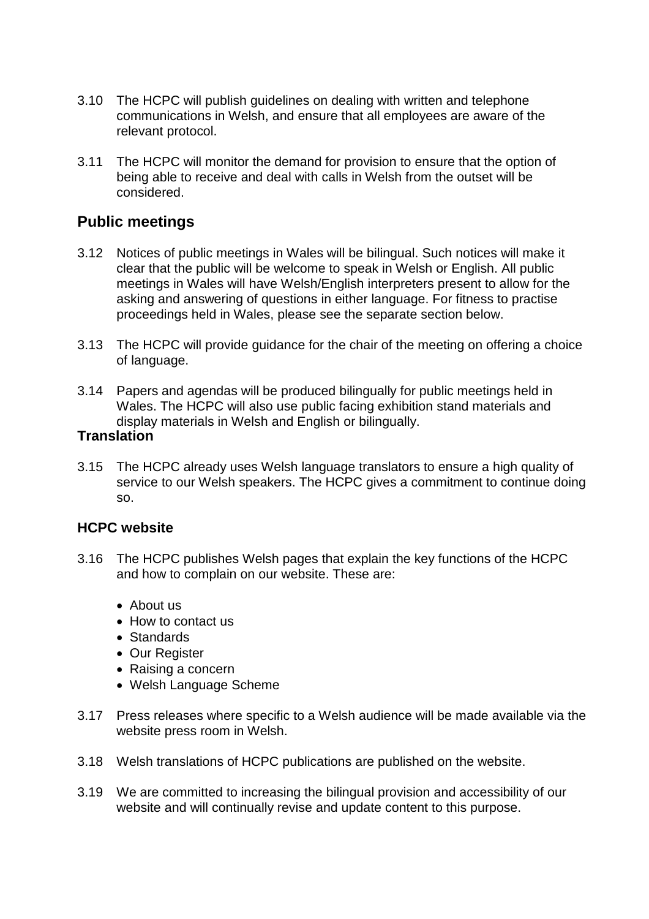3.10 The HCPC will publish guidelines on dealing with written and telephone communications in Welsh, and ensure that all employees are aware of the relevant protocol.

3.11 The HCPC will monitor the demand for provision to ensure that the option of being able to receive and deal with calls in Welsh from the outset will be considered.

## Public meetings

3.12 Notices of public meetings in Wales will be bilingual. Such notices will make it clear that the public will be welcome to speak in Welsh or English. All public meetings in Wales will have Welsh/English interpreters present to allow for the asking and answering of questions in either language. For fitness to practise proceedings held in Wales, please see the separate section below.

3.13 The HCPC will provide guidance for the chair of the meeting on offering a choice of language.

3.14 Papers and agendas will be produced bilingually for public meetings held in Wales. The HCPC will also use public facing exhibition stand materials and display materials in Welsh and English or bilingually.

### Translation

3.15 The HCPC already uses Welsh language translators to ensure a high quality of service to our Welsh speakers. The HCPC gives a commitment to continue doing so.

### HCPC website

3.16 The HCPC publishes Welsh pages that explain the key functions of the HCPC and how to complain on our website. These are:

- About us
- How to contact us
- Standards
- Our Register
- Raising a concern
- Welsh Language Scheme

3.17 Press releases where specific to a Welsh audience will be made available via the website press room in Welsh.

3.18 Welsh translations of HCPC publications are published on the website.

3.19 We are committed to increasing the bilingual provision and accessibility of our website and will continually revise and update content to this purpose.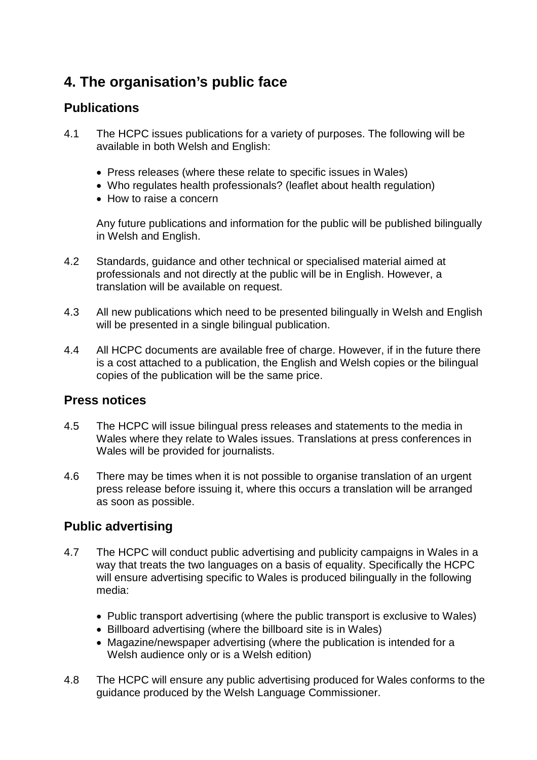# 4. The organisation's public face

## Publications

4.1 The HCPC issues publications for a variety of purposes. The following will be available in both Welsh and English:

- Press releases (where these relate to specific issues in Wales)
- Who regulates health professionals? (leaflet about health regulation)
- How to raise a concern

Any future publications and information for the public will be published bilingually in Welsh and English.

4.2 Standards, guidance and other technical or specialised material aimed at professionals and not directly at the public will be in English. However, a translation will be available on request.

4.3 All new publications which need to be presented bilingually in Welsh and English will be presented in a single bilingual publication.

4.4 All HCPC documents are available free of charge. However, if in the future there is a cost attached to a publication, the English and Welsh copies or the bilingual copies of the publication will be the same price.

## Press notices

4.5 The HCPC will issue bilingual press releases and statements to the media in Wales where they relate to Wales issues. Translations at press conferences in Wales will be provided for journalists.

4.6 There may be times when it is not possible to organise translation of an urgent press release before issuing it, where this occurs a translation will be arranged as soon as possible.

## Public advertising

4.7 The HCPC will conduct public advertising and publicity campaigns in Wales in a way that treats the two languages on a basis of equality. Specifically the HCPC will ensure advertising specific to Wales is produced bilingually in the following media:

- Public transport advertising (where the public transport is exclusive to Wales)
- Billboard advertising (where the billboard site is in Wales)
- Magazine/newspaper advertising (where the publication is intended for a Welsh audience only or is a Welsh edition)

4.8 The HCPC will ensure any public advertising produced for Wales conforms to the guidance produced by the Welsh Language Commissioner.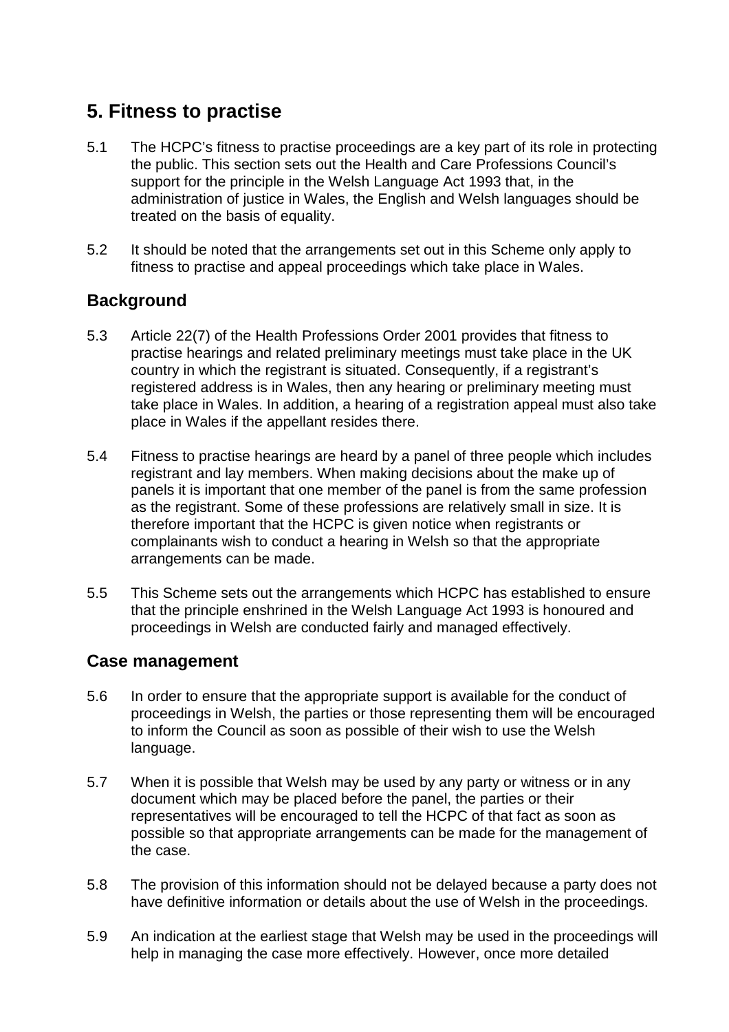## 5. Fitness to practise

5.1 The HCPC's fitness to practise proceedings are a key part of its role in protecting the public. This section sets out the Health and Care Professions Council's support for the principle in the Welsh Language Act 1993 that, in the administration of justice in Wales, the English and Welsh languages should be treated on the basis of equality.

5.2 It should be noted that the arrangements set out in this Scheme only apply to fitness to practise and appeal proceedings which take place in Wales.

### Background

5.3 Article 22(7) of the Health Professions Order 2001 provides that fitness to practise hearings and related preliminary meetings must take place in the UK country in which the registrant is situated. Consequently, if a registrant's registered address is in Wales, then any hearing or preliminary meeting must take place in Wales. In addition, a hearing of a registration appeal must also take place in Wales if the appellant resides there.

5.4 Fitness to practise hearings are heard by a panel of three people which includes registrant and lay members. When making decisions about the make up of panels it is important that one member of the panel is from the same profession as the registrant. Some of these professions are relatively small in size. It is therefore important that the HCPC is given notice when registrants or complainants wish to conduct a hearing in Welsh so that the appropriate arrangements can be made.

5.5 This Scheme sets out the arrangements which HCPC has established to ensure that the principle enshrined in the Welsh Language Act 1993 is honoured and proceedings in Welsh are conducted fairly and managed effectively.

### Case management

5.6 In order to ensure that the appropriate support is available for the conduct of proceedings in Welsh, the parties or those representing them will be encouraged to inform the Council as soon as possible of their wish to use the Welsh language.

5.7 When it is possible that Welsh may be used by any party or witness or in any document which may be placed before the panel, the parties or their representatives will be encouraged to tell the HCPC of that fact as soon as possible so that appropriate arrangements can be made for the management of the case.

5.8 The provision of this information should not be delayed because a party does not have definitive information or details about the use of Welsh in the proceedings.

5.9 An indication at the earliest stage that Welsh may be used in the proceedings will help in managing the case more effectively. However, once more detailed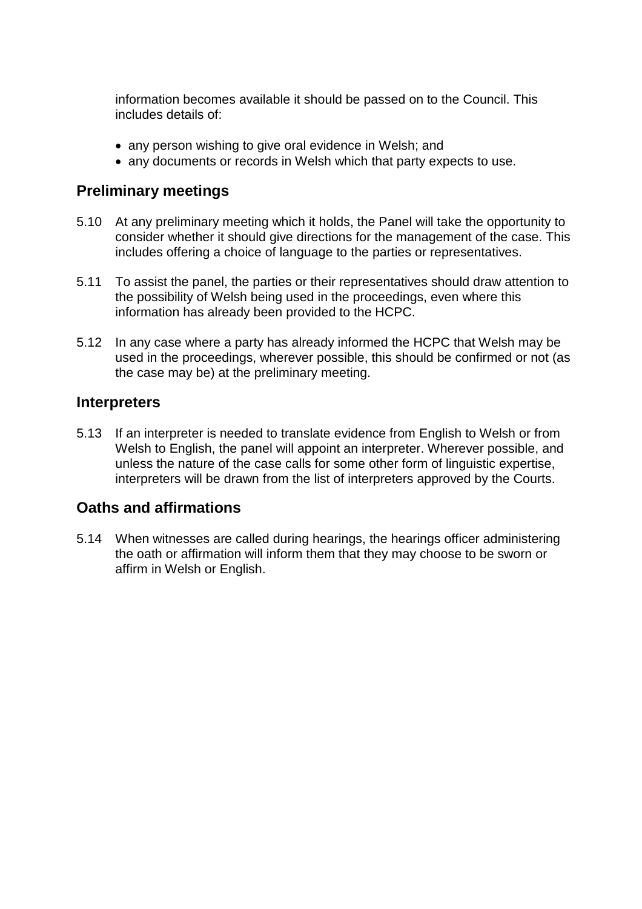information becomes available it should be passed on to the Council. This includes details of:

- any person wishing to give oral evidence in Welsh; and
- any documents or records in Welsh which that party expects to use.

## Preliminary meetings

5.10 At any preliminary meeting which it holds, the Panel will take the opportunity to consider whether it should give directions for the management of the case. This includes offering a choice of language to the parties or representatives.

5.11 To assist the panel, the parties or their representatives should draw attention to the possibility of Welsh being used in the proceedings, even where this information has already been provided to the HCPC.

5.12 In any case where a party has already informed the HCPC that Welsh may be used in the proceedings, wherever possible, this should be confirmed or not (as the case may be) at the preliminary meeting.

## Interpreters

5.13 If an interpreter is needed to translate evidence from English to Welsh or from Welsh to English, the panel will appoint an interpreter. Wherever possible, and unless the nature of the case calls for some other form of linguistic expertise, interpreters will be drawn from the list of interpreters approved by the Courts.

## Oaths and affirmations

5.14 When witnesses are called during hearings, the hearings officer administering the oath or affirmation will inform them that they may choose to be sworn or affirm in Welsh or English.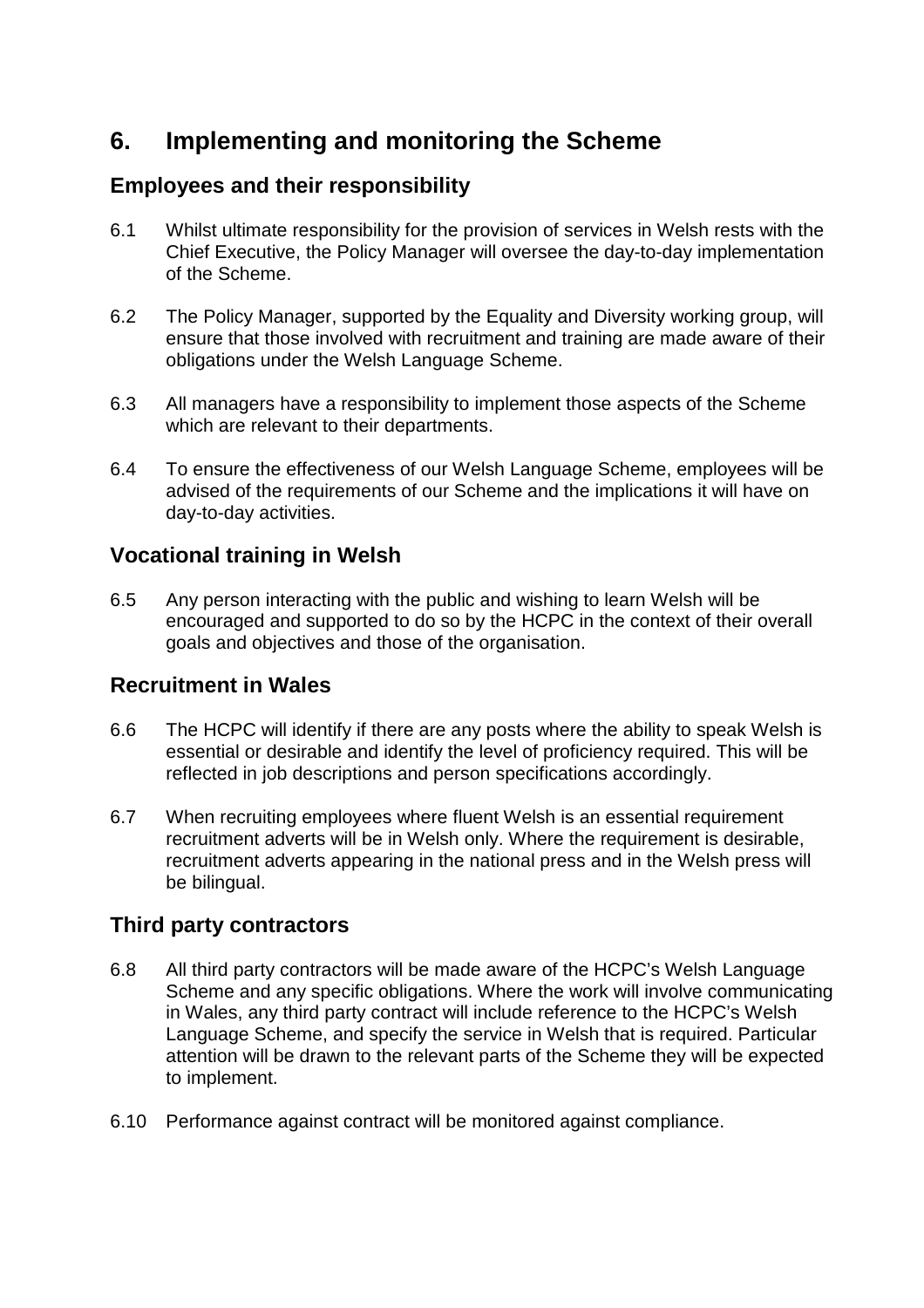# 6. Implementing and monitoring the Scheme

## Employees and their responsibility

6.1 Whilst ultimate responsibility for the provision of services in Welsh rests with the Chief Executive, the Policy Manager will oversee the day-to-day implementation of the Scheme.

6.2 The Policy Manager, supported by the Equality and Diversity working group, will ensure that those involved with recruitment and training are made aware of their obligations under the Welsh Language Scheme.

6.3 All managers have a responsibility to implement those aspects of the Scheme which are relevant to their departments.

6.4 To ensure the effectiveness of our Welsh Language Scheme, employees will be advised of the requirements of our Scheme and the implications it will have on day-to-day activities.

## Vocational training in Welsh

6.5 Any person interacting with the public and wishing to learn Welsh will be encouraged and supported to do so by the HCPC in the context of their overall goals and objectives and those of the organisation.

## Recruitment in Wales

6.6 The HCPC will identify if there are any posts where the ability to speak Welsh is essential or desirable and identify the level of proficiency required. This will be reflected in job descriptions and person specifications accordingly.

6.7 When recruiting employees where fluent Welsh is an essential requirement recruitment adverts will be in Welsh only. Where the requirement is desirable, recruitment adverts appearing in the national press and in the Welsh press will be bilingual.

## Third party contractors

6.8 All third party contractors will be made aware of the HCPC's Welsh Language Scheme and any specific obligations. Where the work will involve communicating in Wales, any third party contract will include reference to the HCPC's Welsh Language Scheme, and specify the service in Welsh that is required. Particular attention will be drawn to the relevant parts of the Scheme they will be expected to implement.

6.10 Performance against contract will be monitored against compliance.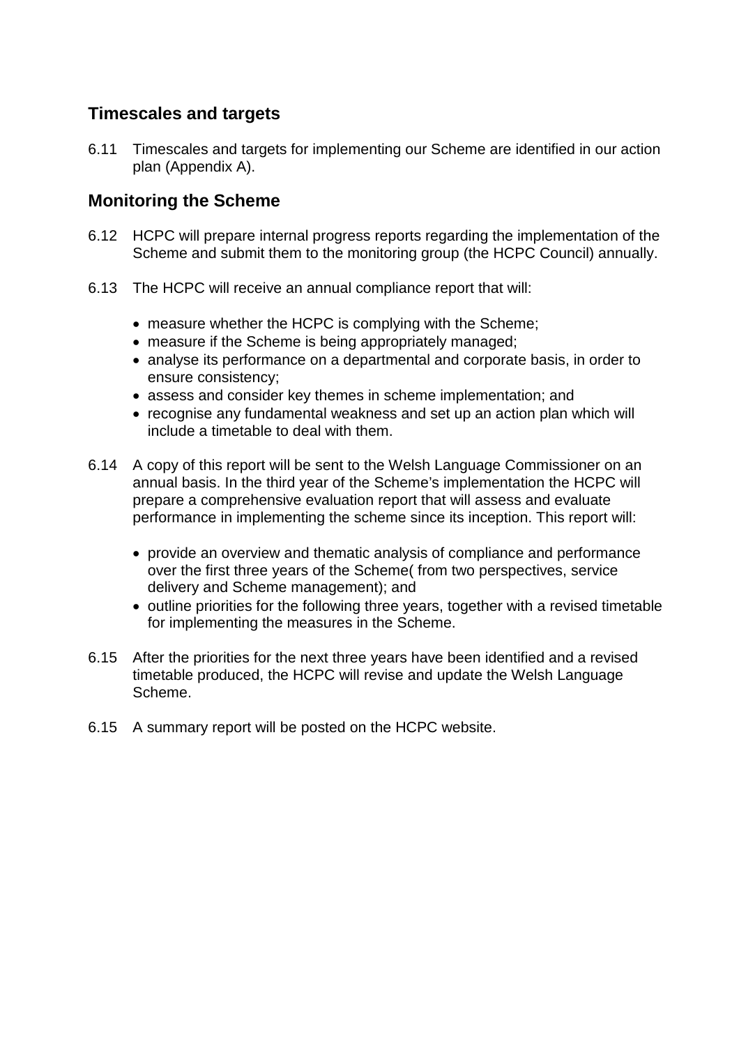## Timescales and targets

6.11 Timescales and targets for implementing our Scheme are identified in our action plan (Appendix A).

## Monitoring the Scheme

6.12 HCPC will prepare internal progress reports regarding the implementation of the Scheme and submit them to the monitoring group (the HCPC Council) annually.

6.13 The HCPC will receive an annual compliance report that will:

- measure whether the HCPC is complying with the Scheme;
- measure if the Scheme is being appropriately managed;
- analyse its performance on a departmental and corporate basis, in order to ensure consistency;
- assess and consider key themes in scheme implementation; and
- recognise any fundamental weakness and set up an action plan which will include a timetable to deal with them.

6.14 A copy of this report will be sent to the Welsh Language Commissioner on an annual basis. In the third year of the Scheme's implementation the HCPC will prepare a comprehensive evaluation report that will assess and evaluate performance in implementing the scheme since its inception. This report will:

- provide an overview and thematic analysis of compliance and performance over the first three years of the Scheme( from two perspectives, service delivery and Scheme management); and
- outline priorities for the following three years, together with a revised timetable for implementing the measures in the Scheme.

6.15 After the priorities for the next three years have been identified and a revised timetable produced, the HCPC will revise and update the Welsh Language Scheme.

6.15 A summary report will be posted on the HCPC website.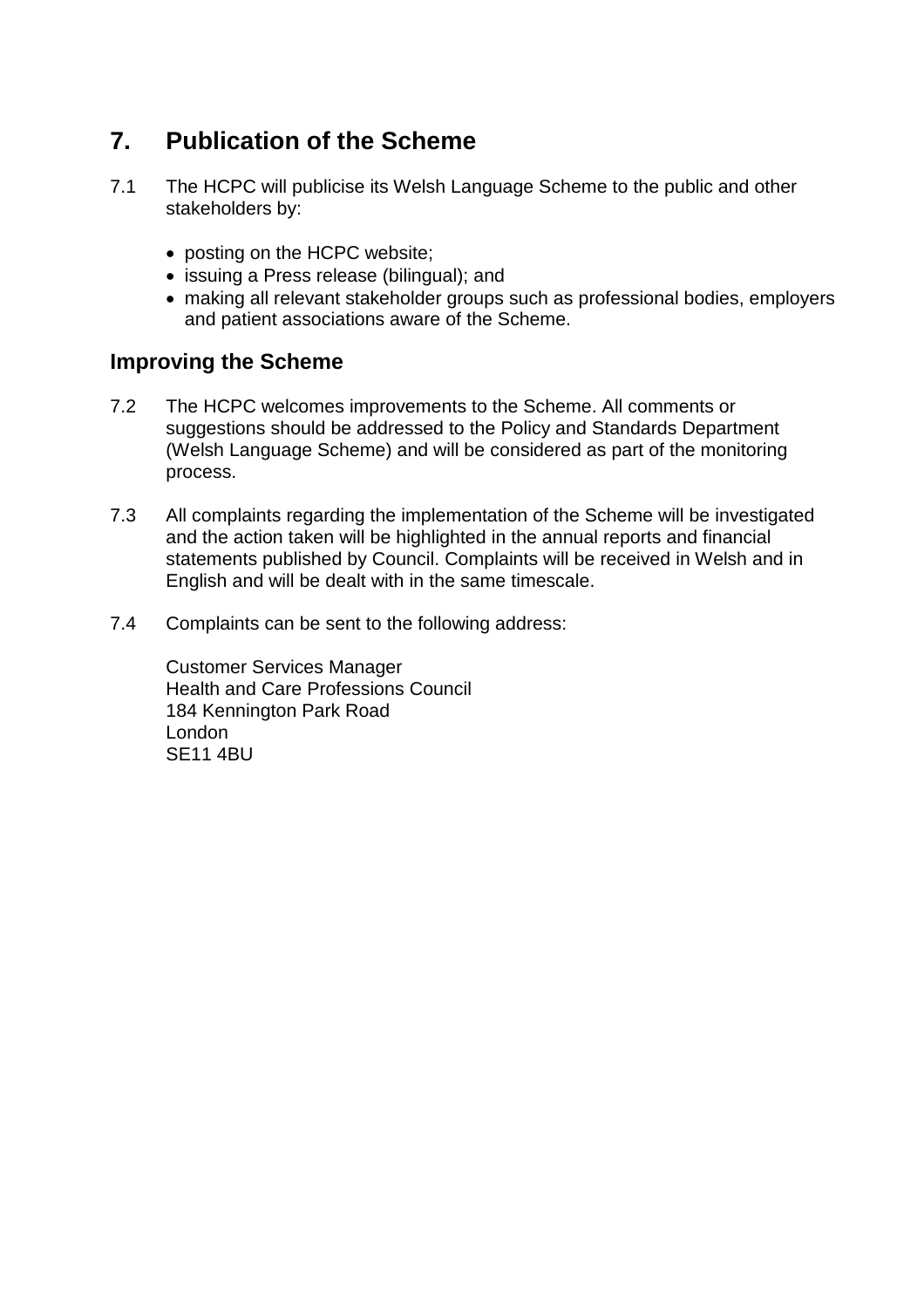## 7. Publication of the Scheme

7.1 The HCPC will publicise its Welsh Language Scheme to the public and other stakeholders by:

- posting on the HCPC website;
- issuing a Press release (bilingual); and
- making all relevant stakeholder groups such as professional bodies, employers and patient associations aware of the Scheme.

### Improving the Scheme

7.2 The HCPC welcomes improvements to the Scheme. All comments or suggestions should be addressed to the Policy and Standards Department (Welsh Language Scheme) and will be considered as part of the monitoring process.

7.3 All complaints regarding the implementation of the Scheme will be investigated and the action taken will be highlighted in the annual reports and financial statements published by Council. Complaints will be received in Welsh and in English and will be dealt with in the same timescale.

7.4 Complaints can be sent to the following address:

Customer Services Manager
Health and Care Professions Council
184 Kennington Park Road
London
SE11 4BU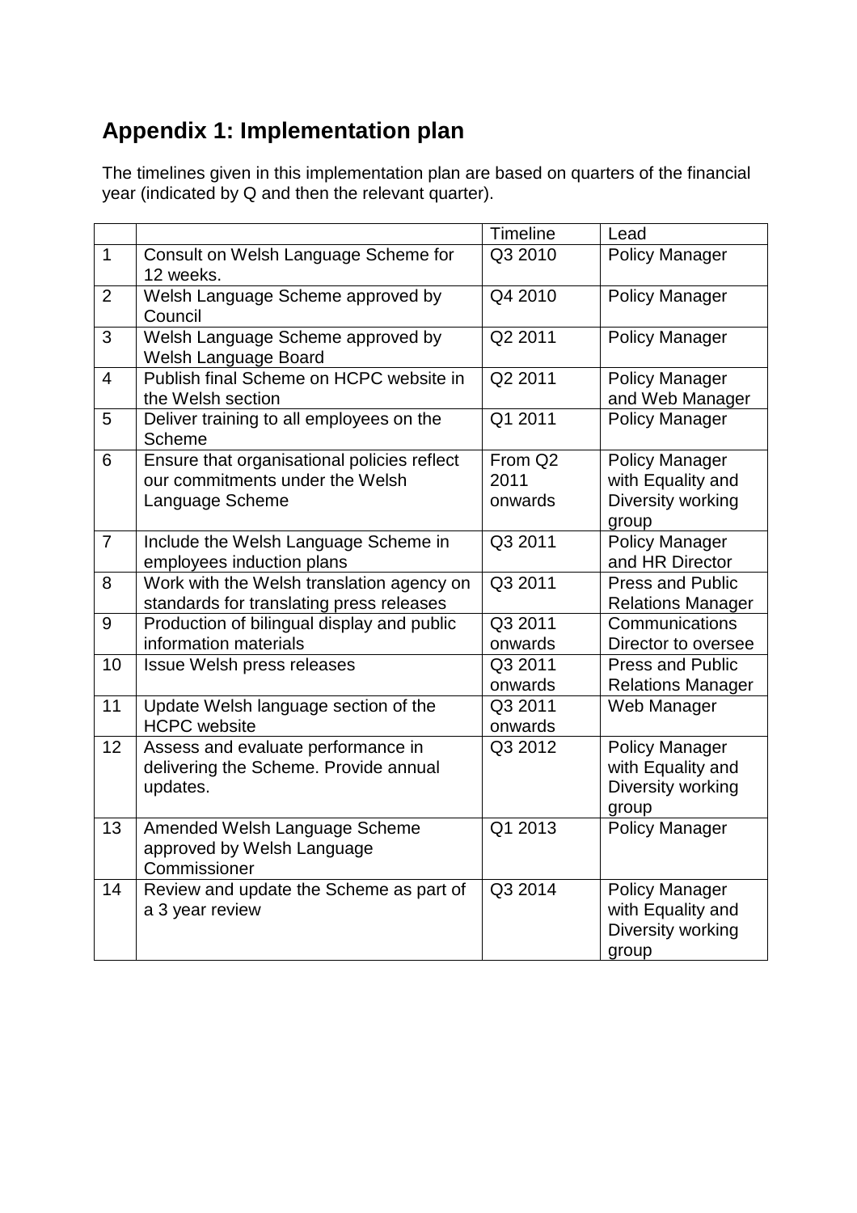# Appendix 1: Implementation plan

The timelines given in this implementation plan are based on quarters of the financial year (indicated by Q and then the relevant quarter).

| | | Timeline | Lead |
|---|---|---|---|
| 1 | Consult on Welsh Language Scheme for 12 weeks. | Q3 2010 | Policy Manager |
| 2 | Welsh Language Scheme approved by Council | Q4 2010 | Policy Manager |
| 3 | Welsh Language Scheme approved by Welsh Language Board | Q2 2011 | Policy Manager |
| 4 | Publish final Scheme on HCPC website in the Welsh section | Q2 2011 | Policy Manager and Web Manager |
| 5 | Deliver training to all employees on the Scheme | Q1 2011 | Policy Manager |
| 6 | Ensure that organisational policies reflect our commitments under the Welsh Language Scheme | From Q2 2011 onwards | Policy Manager with Equality and Diversity working group |
| 7 | Include the Welsh Language Scheme in employees induction plans | Q3 2011 | Policy Manager and HR Director |
| 8 | Work with the Welsh translation agency on standards for translating press releases | Q3 2011 | Press and Public Relations Manager |
| 9 | Production of bilingual display and public information materials | Q3 2011 onwards | Communications Director to oversee |
| 10 | Issue Welsh press releases | Q3 2011 onwards | Press and Public Relations Manager |
| 11 | Update Welsh language section of the HCPC website | Q3 2011 onwards | Web Manager |
| 12 | Assess and evaluate performance in delivering the Scheme. Provide annual updates. | Q3 2012 | Policy Manager with Equality and Diversity working group |
| 13 | Amended Welsh Language Scheme approved by Welsh Language Commissioner | Q1 2013 | Policy Manager |
| 14 | Review and update the Scheme as part of a 3 year review | Q3 2014 | Policy Manager with Equality and Diversity working group |